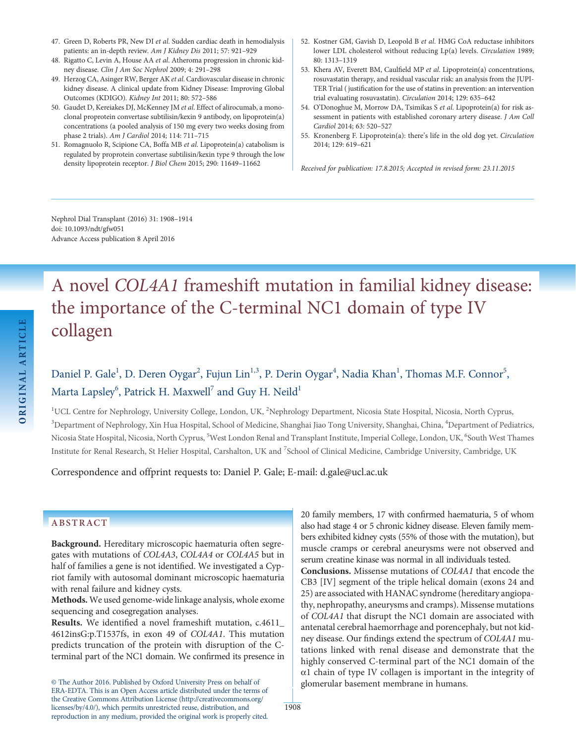47. Green D, Roberts PR, New DI *et al.* Sudden cardiac death in hemodialysis patients: an in-depth review. *Am J Kidney Dis* 2011; 57: 921–929
48. Rigatto C, Levin A, House AA *et al.* Atheroma progression in chronic kidney disease. *Clin J Am Soc Nephrol* 2009; 4: 291–298
49. Herzog CA, Asinger RW, Berger AK *et al.* Cardiovascular disease in chronic kidney disease. A clinical update from Kidney Disease: Improving Global Outcomes (KDIGO). *Kidney Int* 2011; 80: 572–586
50. Gaudet D, Kereiakes DJ, McKenney JM *et al.* Effect of alirocumab, a monoclonal proprotein convertase subtilisin/kexin 9 antibody, on lipoprotein(a) concentrations (a pooled analysis of 150 mg every two weeks dosing from phase 2 trials). *Am J Cardiol* 2014; 114: 711–715
51. Romagnuolo R, Scipione CA, Boffa MB *et al.* Lipoprotein(a) catabolism is regulated by proprotein convertase subtilisin/kexin type 9 through the low density lipoprotein receptor. *J Biol Chem* 2015; 290: 11649–11662
52. Kostner GM, Gavish D, Leopold B *et al.* HMG CoA reductase inhibitors lower LDL cholesterol without reducing Lp(a) levels. *Circulation* 1989; 80: 1313–1319
53. Khera AV, Everett BM, Caulfield MP *et al.* Lipoprotein(a) concentrations, rosuvastatin therapy, and residual vascular risk: an analysis from the JUPITER Trial ( justification for the use of statins in prevention: an intervention trial evaluating rosuvastatin). *Circulation* 2014; 129: 635–642
54. O'Donoghue M, Morrow DA, Tsimikas S *et al.* Lipoprotein(a) for risk assessment in patients with established coronary artery disease. *J Am Coll Cardiol* 2014; 63: 520–527
55. Kronenberg F. Lipoprotein(a): there's life in the old dog yet. *Circulation* 2014; 129: 619–621

*Received for publication: 17.8.2015; Accepted in revised form: 23.11.2015*

Nephrol Dial Transplant (2016) 31: 1908–1914
doi: 10.1093/ndt/gfw051
Advance Access publication 8 April 2016

ORIGINAL ARTICLE

# A novel *COL4A1* frameshift mutation in familial kidney disease: the importance of the C-terminal NC1 domain of type IV collagen

Daniel P. Gale[1], D. Deren Oygar[2], Fujun Lin[1,3], P. Derin Oygar[4], Nadia Khan[1], Thomas M.F. Connor[5], Marta Lapsley[6], Patrick H. Maxwell[7] and Guy H. Neild[1]

[1]UCL Centre for Nephrology, University College, London, UK, [2]Nephrology Department, Nicosia State Hospital, Nicosia, North Cyprus, [3]Department of Nephrology, Xin Hua Hospital, School of Medicine, Shanghai Jiao Tong University, Shanghai, China, [4]Department of Pediatrics, Nicosia State Hospital, Nicosia, North Cyprus, [5]West London Renal and Transplant Institute, Imperial College, London, UK, [6]South West Thames Institute for Renal Research, St Helier Hospital, Carshalton, UK and [7]School of Clinical Medicine, Cambridge University, Cambridge, UK

Correspondence and offprint requests to: Daniel P. Gale; E-mail: d.gale@ucl.ac.uk

## ABSTRACT

**Background.** Hereditary microscopic haematuria often segregates with mutations of *COL4A3*, *COL4A4* or *COL4A5* but in half of families a gene is not identified. We investigated a Cypriot family with autosomal dominant microscopic haematuria with renal failure and kidney cysts.

**Methods.** We used genome-wide linkage analysis, whole exome sequencing and cosegregation analyses.

**Results.** We identified a novel frameshift mutation, c.4611_4612insG:p.T1537fs, in exon 49 of *COL4A1*. This mutation predicts truncation of the protein with disruption of the C-terminal part of the NC1 domain. We confirmed its presence in 20 family members, 17 with confirmed haematuria, 5 of whom also had stage 4 or 5 chronic kidney disease. Eleven family members exhibited kidney cysts (55% of those with the mutation), but muscle cramps or cerebral aneurysms were not observed and serum creatine kinase was normal in all individuals tested.

**Conclusions.** Missense mutations of *COL4A1* that encode the CB3 [IV] segment of the triple helical domain (exons 24 and 25) are associated with HANAC syndrome (hereditary angiopathy, nephropathy, aneurysms and cramps). Missense mutations of *COL4A1* that disrupt the NC1 domain are associated with antenatal cerebral haemorrhage and porencephaly, but not kidney disease. Our findings extend the spectrum of *COL4A1* mutations linked with renal disease and demonstrate that the highly conserved C-terminal part of the NC1 domain of the α1 chain of type IV collagen is important in the integrity of glomerular basement membrane in humans.

© The Author 2016. Published by Oxford University Press on behalf of ERA-EDTA. This is an Open Access article distributed under the terms of the Creative Commons Attribution License (http://creativecommons.org/licenses/by/4.0/), which permits unrestricted reuse, distribution, and reproduction in any medium, provided the original work is properly cited.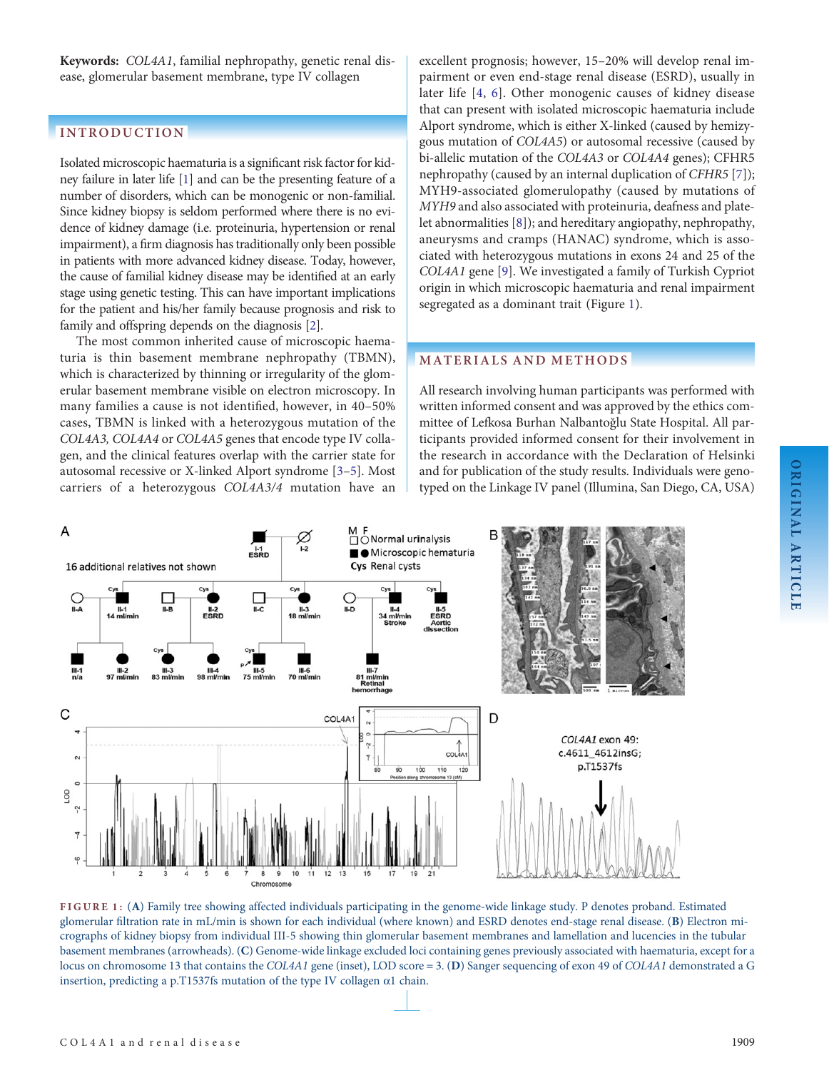**Keywords:** *COL4A1*, familial nephropathy, genetic renal disease, glomerular basement membrane, type IV collagen

## INTRODUCTION

Isolated microscopic haematuria is a significant risk factor for kidney failure in later life [1] and can be the presenting feature of a number of disorders, which can be monogenic or non-familial. Since kidney biopsy is seldom performed where there is no evidence of kidney damage (i.e. proteinuria, hypertension or renal impairment), a firm diagnosis has traditionally only been possible in patients with more advanced kidney disease. Today, however, the cause of familial kidney disease may be identified at an early stage using genetic testing. This can have important implications for the patient and his/her family because prognosis and risk to family and offspring depends on the diagnosis [2].

The most common inherited cause of microscopic haematuria is thin basement membrane nephropathy (TBMN), which is characterized by thinning or irregularity of the glomerular basement membrane visible on electron microscopy. In many families a cause is not identified, however, in 40–50% cases, TBMN is linked with a heterozygous mutation of the *COL4A3, COL4A4* or *COL4A5* genes that encode type IV collagen, and the clinical features overlap with the carrier state for autosomal recessive or X-linked Alport syndrome [3–5]. Most carriers of a heterozygous *COL4A3/4* mutation have an excellent prognosis; however, 15–20% will develop renal impairment or even end-stage renal disease (ESRD), usually in later life [4, 6]. Other monogenic causes of kidney disease that can present with isolated microscopic haematuria include Alport syndrome, which is either X-linked (caused by hemizygous mutation of *COL4A5*) or autosomal recessive (caused by bi-allelic mutation of the *COL4A3* or *COL4A4* genes); CFHR5 nephropathy (caused by an internal duplication of *CFHR5* [7]); MYH9-associated glomerulopathy (caused by mutations of *MYH9* and also associated with proteinuria, deafness and platelet abnormalities [8]); and hereditary angiopathy, nephropathy, aneurysms and cramps (HANAC) syndrome, which is associated with heterozygous mutations in exons 24 and 25 of the *COL4A1* gene [9]. We investigated a family of Turkish Cypriot origin in which microscopic haematuria and renal impairment segregated as a dominant trait (Figure 1).

## MATERIALS AND METHODS

All research involving human participants was performed with written informed consent and was approved by the ethics committee of Lefkosa Burhan Nalbantoğlu State Hospital. All participants provided informed consent for their involvement in the research in accordance with the Declaration of Helsinki and for publication of the study results. Individuals were genotyped on the Linkage IV panel (Illumina, San Diego, CA, USA)

FIGURE 1: (**A**) Family tree showing affected individuals participating in the genome-wide linkage study. P denotes proband. Estimated glomerular filtration rate in mL/min is shown for each individual (where known) and ESRD denotes end-stage renal disease. (**B**) Electron micrographs of kidney biopsy from individual III-5 showing thin glomerular basement membranes and lamellation and lucencies in the tubular basement membranes (arrowheads). (**C**) Genome-wide linkage excluded loci containing genes previously associated with haematuria, except for a locus on chromosome 13 that contains the *COL4A1* gene (inset), LOD score = 3. (**D**) Sanger sequencing of exon 49 of *COL4A1* demonstrated a G insertion, predicting a p.T1537fs mutation of the type IV collagen α1 chain.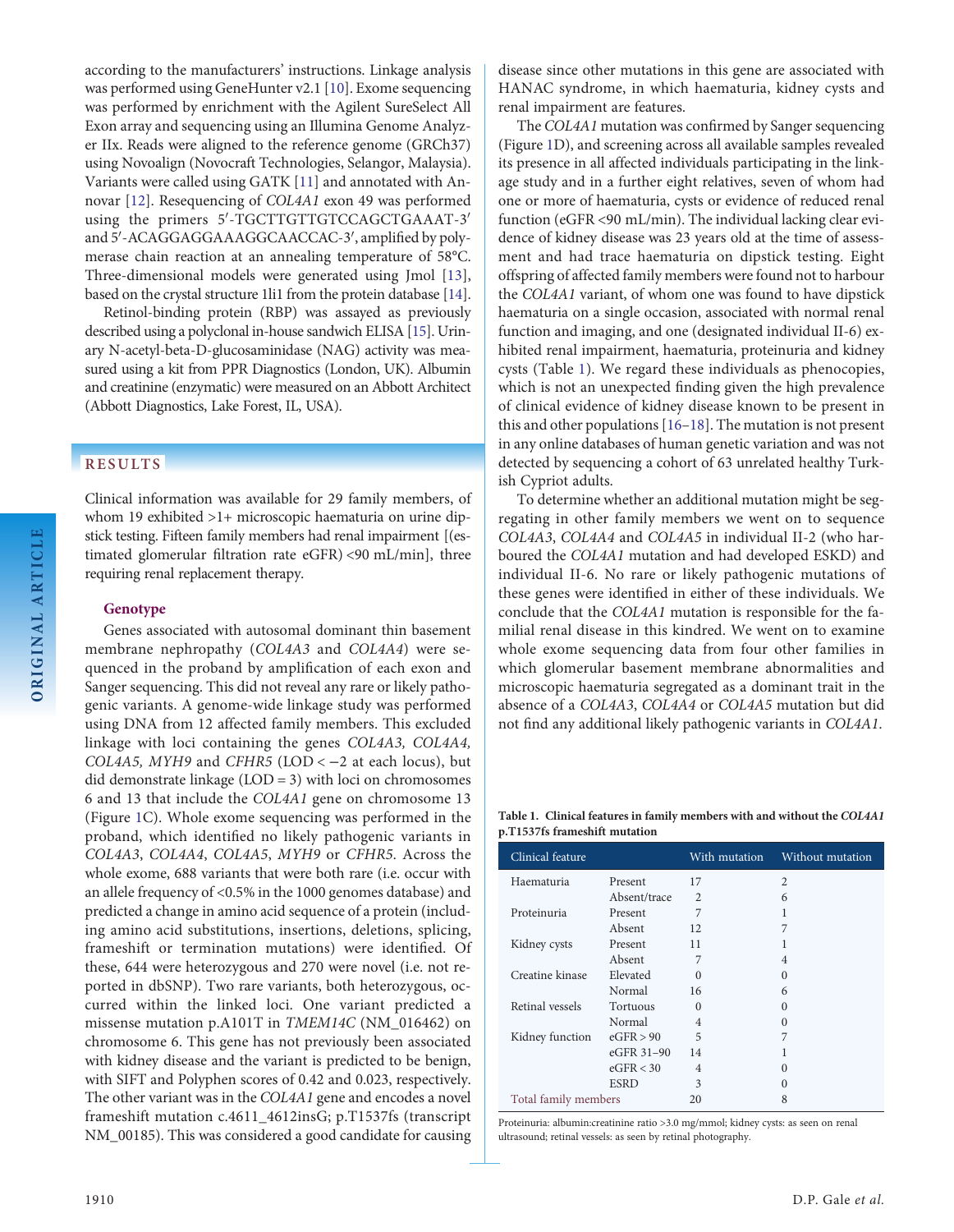according to the manufacturers' instructions. Linkage analysis was performed using GeneHunter v2.1 [10]. Exome sequencing was performed by enrichment with the Agilent SureSelect All Exon array and sequencing using an Illumina Genome Analyzer IIx. Reads were aligned to the reference genome (GRCh37) using Novoalign (Novocraft Technologies, Selangor, Malaysia). Variants were called using GATK [11] and annotated with Annovar [12]. Resequencing of *COL4A1* exon 49 was performed using the primers 5′-TGCTTGTTGTCCAGCTGAAAT-3′ and 5′-ACAGGAGGAAAGGCAACCAC-3′, amplified by polymerase chain reaction at an annealing temperature of 58°C. Three-dimensional models were generated using Jmol [13], based on the crystal structure 1li1 from the protein database [14].

Retinol-binding protein (RBP) was assayed as previously described using a polyclonal in-house sandwich ELISA [15]. Urinary N-acetyl-beta-D-glucosaminidase (NAG) activity was measured using a kit from PPR Diagnostics (London, UK). Albumin and creatinine (enzymatic) were measured on an Abbott Architect (Abbott Diagnostics, Lake Forest, IL, USA).

## RESULTS

Clinical information was available for 29 family members, of whom 19 exhibited >1+ microscopic haematuria on urine dipstick testing. Fifteen family members had renal impairment [(estimated glomerular filtration rate eGFR) <90 mL/min], three requiring renal replacement therapy.

### Genotype

Genes associated with autosomal dominant thin basement membrane nephropathy (*COL4A3* and *COL4A4*) were sequenced in the proband by amplification of each exon and Sanger sequencing. This did not reveal any rare or likely pathogenic variants. A genome-wide linkage study was performed using DNA from 12 affected family members. This excluded linkage with loci containing the genes *COL4A3, COL4A4, COL4A5, MYH9* and *CFHR5* (LOD < −2 at each locus), but did demonstrate linkage (LOD = 3) with loci on chromosomes 6 and 13 that include the *COL4A1* gene on chromosome 13 (Figure 1C). Whole exome sequencing was performed in the proband, which identified no likely pathogenic variants in *COL4A3*, *COL4A4*, *COL4A5*, *MYH9* or *CFHR5*. Across the whole exome, 688 variants that were both rare (i.e. occur with an allele frequency of <0.5% in the 1000 genomes database) and predicted a change in amino acid sequence of a protein (including amino acid substitutions, insertions, deletions, splicing, frameshift or termination mutations) were identified. Of these, 644 were heterozygous and 270 were novel (i.e. not reported in dbSNP). Two rare variants, both heterozygous, occurred within the linked loci. One variant predicted a missense mutation p.A101T in *TMEM14C* (NM_016462) on chromosome 6. This gene has not previously been associated with kidney disease and the variant is predicted to be benign, with SIFT and Polyphen scores of 0.42 and 0.023, respectively. The other variant was in the *COL4A1* gene and encodes a novel frameshift mutation c.4611_4612insG; p.T1537fs (transcript NM_00185). This was considered a good candidate for causing disease since other mutations in this gene are associated with HANAC syndrome, in which haematuria, kidney cysts and renal impairment are features.

The *COL4A1* mutation was confirmed by Sanger sequencing (Figure 1D), and screening across all available samples revealed its presence in all affected individuals participating in the linkage study and in a further eight relatives, seven of whom had one or more of haematuria, cysts or evidence of reduced renal function (eGFR <90 mL/min). The individual lacking clear evidence of kidney disease was 23 years old at the time of assessment and had trace haematuria on dipstick testing. Eight offspring of affected family members were found not to harbour the *COL4A1* variant, of whom one was found to have dipstick haematuria on a single occasion, associated with normal renal function and imaging, and one (designated individual II-6) exhibited renal impairment, haematuria, proteinuria and kidney cysts (Table 1). We regard these individuals as phenocopies, which is not an unexpected finding given the high prevalence of clinical evidence of kidney disease known to be present in this and other populations [16–18]. The mutation is not present in any online databases of human genetic variation and was not detected by sequencing a cohort of 63 unrelated healthy Turkish Cypriot adults.

To determine whether an additional mutation might be segregating in other family members we went on to sequence *COL4A3*, *COL4A4* and *COL4A5* in individual II-2 (who harboured the *COL4A1* mutation and had developed ESKD) and individual II-6. No rare or likely pathogenic mutations of these genes were identified in either of these individuals. We conclude that the *COL4A1* mutation is responsible for the familial renal disease in this kindred. We went on to examine whole exome sequencing data from four other families in which glomerular basement membrane abnormalities and microscopic haematuria segregated as a dominant trait in the absence of a *COL4A3*, *COL4A4* or *COL4A5* mutation but did not find any additional likely pathogenic variants in *COL4A1*.

**Table 1. Clinical features in family members with and without the *COL4A1* p.T1537fs frameshift mutation**

| Clinical feature | | With mutation | Without mutation |
|---|---|---|---|
| Haematuria | Present | 17 | 2 |
| | Absent/trace | 2 | 6 |
| Proteinuria | Present | 7 | 1 |
| | Absent | 12 | 7 |
| Kidney cysts | Present | 11 | 1 |
| | Absent | 7 | 4 |
| Creatine kinase | Elevated | 0 | 0 |
| | Normal | 16 | 6 |
| Retinal vessels | Tortuous | 0 | 0 |
| | Normal | 4 | 0 |
| Kidney function | eGFR > 90 | 5 | 7 |
| | eGFR 31–90 | 14 | 1 |
| | eGFR < 30 | 4 | 0 |
| | ESRD | 3 | 0 |
| Total family members | | 20 | 8 |

Proteinuria: albumin:creatinine ratio >3.0 mg/mmol; kidney cysts: as seen on renal ultrasound; retinal vessels: as seen by retinal photography.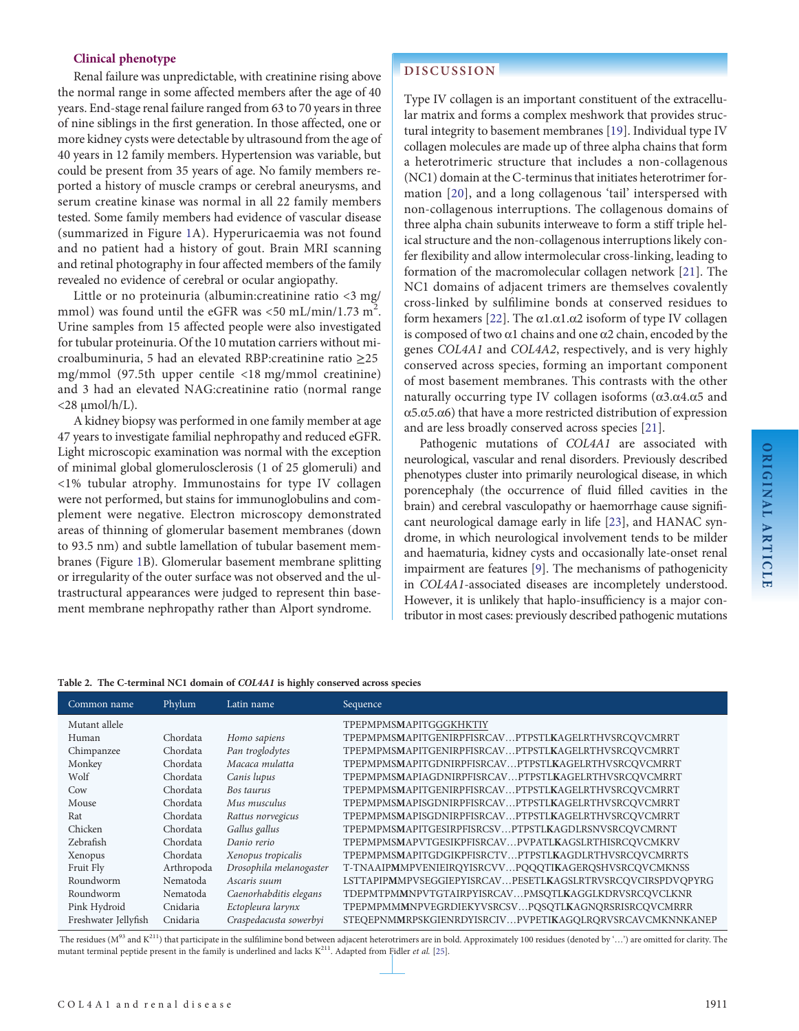### Clinical phenotype

Renal failure was unpredictable, with creatinine rising above the normal range in some affected members after the age of 40 years. End-stage renal failure ranged from 63 to 70 years in three of nine siblings in the first generation. In those affected, one or more kidney cysts were detectable by ultrasound from the age of 40 years in 12 family members. Hypertension was variable, but could be present from 35 years of age. No family members reported a history of muscle cramps or cerebral aneurysms, and serum creatine kinase was normal in all 22 family members tested. Some family members had evidence of vascular disease (summarized in Figure 1A). Hyperuricaemia was not found and no patient had a history of gout. Brain MRI scanning and retinal photography in four affected members of the family revealed no evidence of cerebral or ocular angiopathy.

Little or no proteinuria (albumin:creatinine ratio <3 mg/mmol) was found until the eGFR was <50 mL/min/1.73 $m^2$. Urine samples from 15 affected people were also investigated for tubular proteinuria. Of the 10 mutation carriers without microalbuminuria, 5 had an elevated RBP:creatinine ratio ≥25 mg/mmol (97.5th upper centile <18 mg/mmol creatinine) and 3 had an elevated NAG:creatinine ratio (normal range <28 μmol/h/L).

A kidney biopsy was performed in one family member at age 47 years to investigate familial nephropathy and reduced eGFR. Light microscopic examination was normal with the exception of minimal global glomerulosclerosis (1 of 25 glomeruli) and <1% tubular atrophy. Immunostains for type IV collagen were not performed, but stains for immunoglobulins and complement were negative. Electron microscopy demonstrated areas of thinning of glomerular basement membranes (down to 93.5 nm) and subtle lamellation of tubular basement membranes (Figure 1B). Glomerular basement membrane splitting or irregularity of the outer surface was not observed and the ultrastructural appearances were judged to represent thin basement membrane nephropathy rather than Alport syndrome.

## DISCUSSION

Type IV collagen is an important constituent of the extracellular matrix and forms a complex meshwork that provides structural integrity to basement membranes [19]. Individual type IV collagen molecules are made up of three alpha chains that form a heterotrimeric structure that includes a non-collagenous (NC1) domain at the C-terminus that initiates heterotrimer formation [20], and a long collagenous 'tail' interspersed with non-collagenous interruptions. The collagenous domains of three alpha chain subunits interweave to form a stiff triple helical structure and the non-collagenous interruptions likely confer flexibility and allow intermolecular cross-linking, leading to formation of the macromolecular collagen network [21]. The NC1 domains of adjacent trimers are themselves covalently cross-linked by sulfilimine bonds at conserved residues to form hexamers [22]. The α1.α1.α2 isoform of type IV collagen is composed of two α1 chains and one α2 chain, encoded by the genes *COL4A1* and *COL4A2*, respectively, and is very highly conserved across species, forming an important component of most basement membranes. This contrasts with the other naturally occurring type IV collagen isoforms (α3.α4.α5 and α5.α5.α6) that have a more restricted distribution of expression and are less broadly conserved across species [21].

Pathogenic mutations of *COL4A1* are associated with neurological, vascular and renal disorders. Previously described phenotypes cluster into primarily neurological disease, in which porencephaly (the occurrence of fluid filled cavities in the brain) and cerebral vasculopathy or haemorrhage cause significant neurological damage early in life [23], and HANAC syndrome, in which neurological involvement tends to be milder and haematuria, kidney cysts and occasionally late-onset renal impairment are features [9]. The mechanisms of pathogenicity in *COL4A1*-associated diseases are incompletely understood. However, it is unlikely that haplo-insufficiency is a major contributor in most cases: previously described pathogenic mutations

**Table 2. The C-terminal NC1 domain of *COL4A1* is highly conserved across species**

| Common name | Phylum | Latin name | Sequence |
|---|---|---|---|
| Mutant allele | | | TPEPMPMS**M**APITGGGKHKTIY |
| Human | Chordata | *Homo sapiens* | TPEPMPMS**M**APITGENIRPFISRCAV…PTPSTL**K**AGELRTHVSRCQVCMRRT |
| Chimpanzee | Chordata | *Pan troglodytes* | TPEPMPMS**M**APITGENIRPFISRCAV…PTPSTL**K**AGELRTHVSRCQVCMRRT |
| Monkey | Chordata | *Macaca mulatta* | TPEPMPMS**M**APITGDNIRPFISRCAV…PTPSTL**K**AGELRTHVSRCQVCMRRT |
| Wolf | Chordata | *Canis lupus* | TPEPMPMS**M**APIAGDNIRPFISRCAV…PTPSTL**K**AGELRTHVSRCQVCMRRT |
| Cow | Chordata | *Bos taurus* | TPEPMPMS**M**APITGENIRPFISRCAV…PTPSTL**K**AGELRTHVSRCQVCMRRT |
| Mouse | Chordata | *Mus musculus* | TPEPMPMS**M**APISGDNIRPFISRCAV…PTPSTL**K**AGELRTHVSRCQVCMRRT |
| Rat | Chordata | *Rattus norvegicus* | TPEPMPMS**M**APISGDNIRPFISRCAV…PTPSTL**K**AGELRTHVSRCQVCMRRT |
| Chicken | Chordata | *Gallus gallus* | TPEPMPMS**M**APITGESIRPFISRCSV…PTPSTL**K**AGDLRSNVSRCQVCMRNT |
| Zebrafish | Chordata | *Danio rerio* | TPEPMPMS**M**APVTGESIKPFISRCAV…PVPATL**K**AGSLRTHISRCQVCMKRV |
| Xenopus | Chordata | *Xenopus tropicalis* | TPEPMPMS**M**APITGDGIKPFISRCTV…PTPSTL**K**AGDLRTHVSRCQVCMRRTS |
| Fruit Fly | Arthropoda | *Drosophila melanogaster* | T-TNAAIP**M**MPVENIEIRQYISRCVV…PQQQTI**K**AGERQSHVSRCQVCMKNSS |
| Roundworm | Nematoda | *Ascaris suum* | LSTTAPIP**M**MPVSEGGIEPYISRCAV…PESETL**K**AGSLRTRVSRCQVCIRSPDVQPYRG |
| Roundworm | Nematoda | *Caenorhabditis elegans* | TDEPMTPM**M**NPVTGTAIRPYISRCAV…PMSQTL**K**AGGLKDRVSRCQVCLKNR |
| Pink Hydroid | Cnidaria | *Ectopleura larynx* | TPEPMPMM**M**NPVEGRDIEKYVSRCSV…PQSQTL**K**AGNQRSRISRCQVCMRRR |
| Freshwater Jellyfish | Cnidaria | *Craspedacusta sowerbyi* | STEQEPNM**M**RPSKGIENRDYISRCIV…PVPETI**K**AGQLRQRVSRCAVCMKNNKANEP |

The residues ($M^{93}$ and $K^{211}$) that participate in the sulfilimine bond between adjacent heterotrimers are in bold. Approximately 100 residues (denoted by '…') are omitted for clarity. The mutant terminal peptide present in the family is underlined and lacks $K^{211}$. Adapted from Fidler *et al.* [25].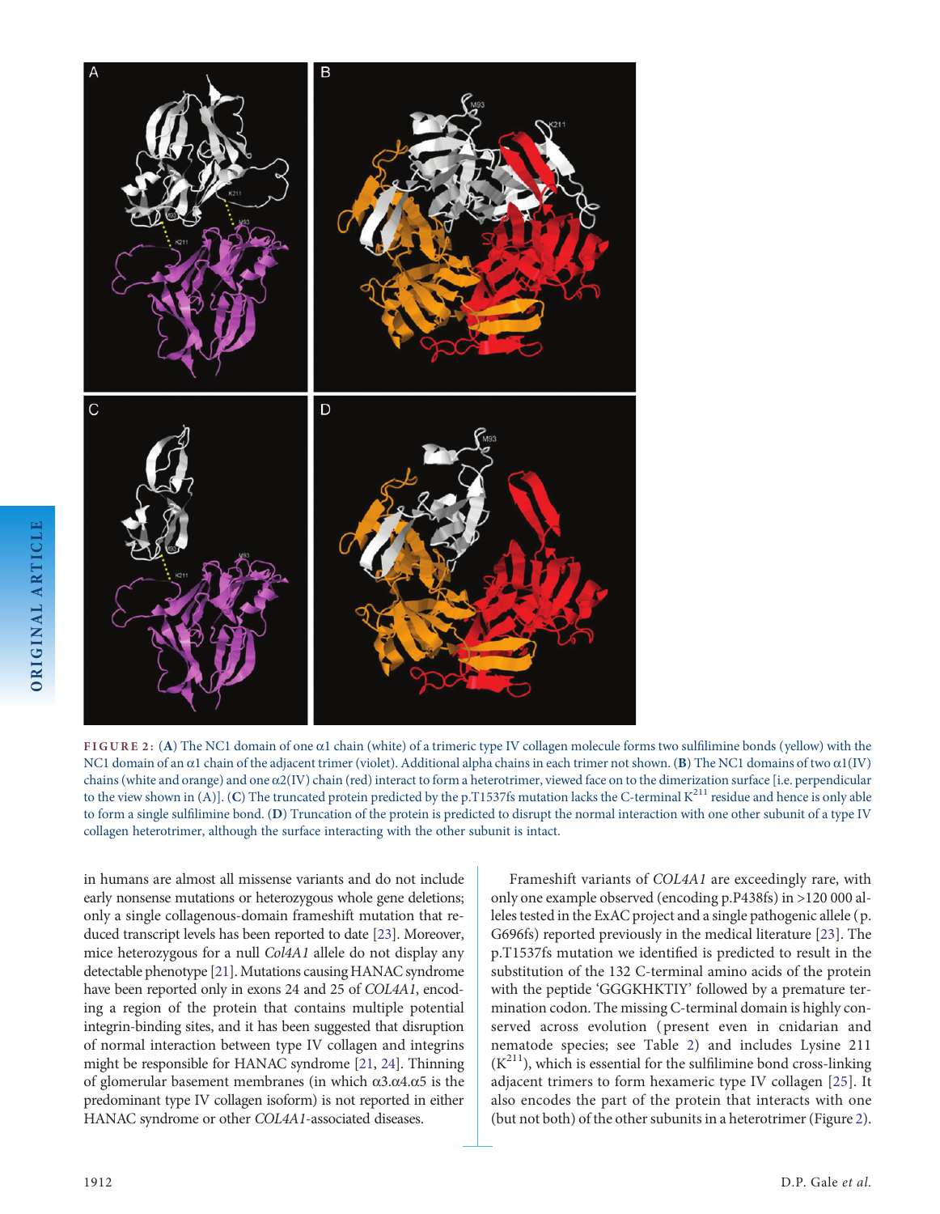FIGURE 2: (**A**) The NC1 domain of one α1 chain (white) of a trimeric type IV collagen molecule forms two sulfilimine bonds (yellow) with the NC1 domain of an α1 chain of the adjacent trimer (violet). Additional alpha chains in each trimer not shown. (**B**) The NC1 domains of two α1(IV) chains (white and orange) and one α2(IV) chain (red) interact to form a heterotrimer, viewed face on to the dimerization surface [i.e. perpendicular to the view shown in (A)]. (**C**) The truncated protein predicted by the p.T1537fs mutation lacks the C-terminal $K^{211}$ residue and hence is only able to form a single sulfilimine bond. (**D**) Truncation of the protein is predicted to disrupt the normal interaction with one other subunit of a type IV collagen heterotrimer, although the surface interacting with the other subunit is intact.

in humans are almost all missense variants and do not include early nonsense mutations or heterozygous whole gene deletions; only a single collagenous-domain frameshift mutation that reduced transcript levels has been reported to date [23]. Moreover, mice heterozygous for a null *Col4A1* allele do not display any detectable phenotype [21]. Mutations causing HANAC syndrome have been reported only in exons 24 and 25 of *COL4A1*, encoding a region of the protein that contains multiple potential integrin-binding sites, and it has been suggested that disruption of normal interaction between type IV collagen and integrins might be responsible for HANAC syndrome [21, 24]. Thinning of glomerular basement membranes (in which α3.α4.α5 is the predominant type IV collagen isoform) is not reported in either HANAC syndrome or other *COL4A1*-associated diseases.

Frameshift variants of *COL4A1* are exceedingly rare, with only one example observed (encoding p.P438fs) in >120 000 alleles tested in the ExAC project and a single pathogenic allele (p.G696fs) reported previously in the medical literature [23]. The p.T1537fs mutation we identified is predicted to result in the substitution of the 132 C-terminal amino acids of the protein with the peptide 'GGGKHKTIY' followed by a premature termination codon. The missing C-terminal domain is highly conserved across evolution (present even in cnidarian and nematode species; see Table 2) and includes Lysine 211 ($K^{211}$), which is essential for the sulfilimine bond cross-linking adjacent trimers to form hexameric type IV collagen [25]. It also encodes the part of the protein that interacts with one (but not both) of the other subunits in a heterotrimer (Figure 2).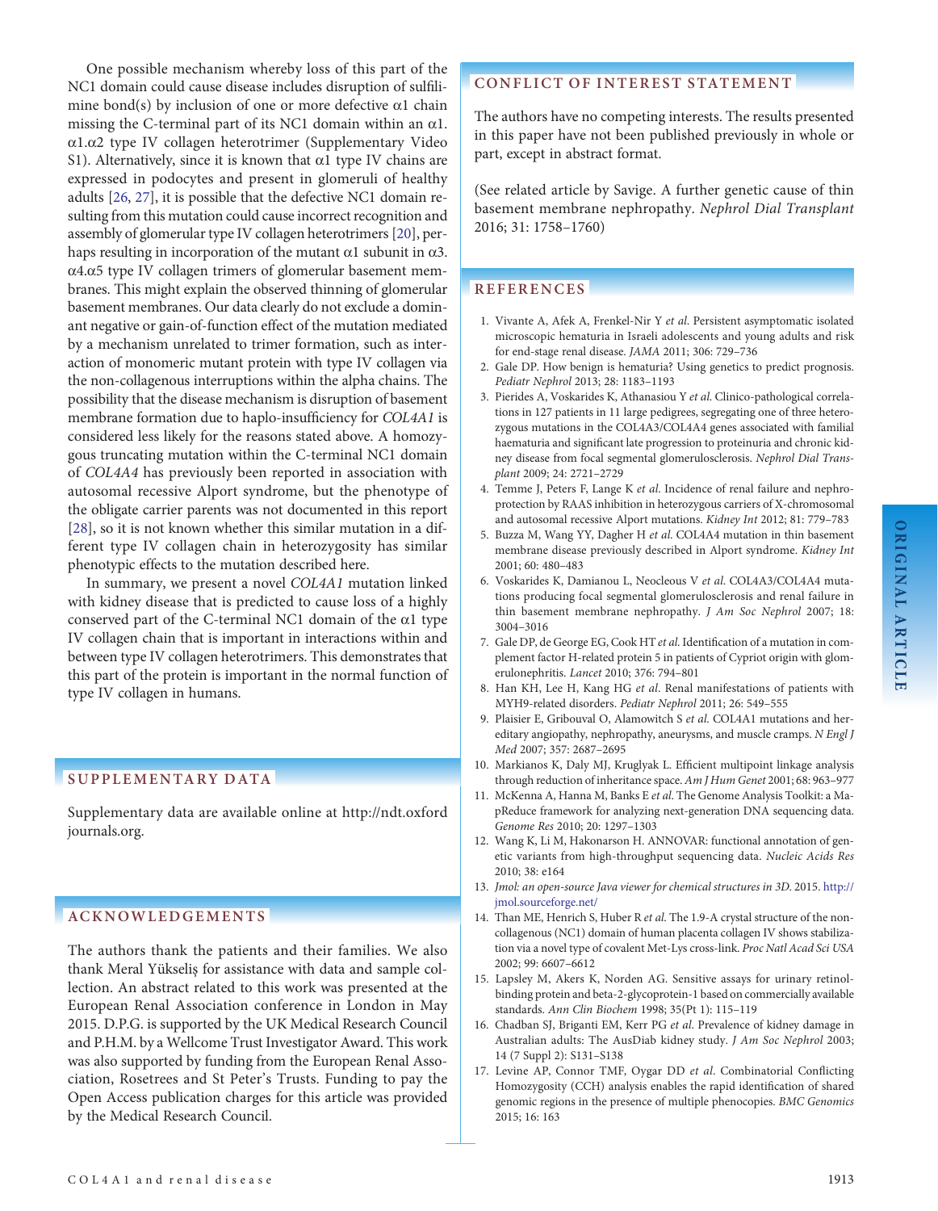One possible mechanism whereby loss of this part of the NC1 domain could cause disease includes disruption of sulfilimine bond(s) by inclusion of one or more defective α1 chain missing the C-terminal part of its NC1 domain within an α1. α1.α2 type IV collagen heterotrimer (Supplementary Video S1). Alternatively, since it is known that α1 type IV chains are expressed in podocytes and present in glomeruli of healthy adults [26, 27], it is possible that the defective NC1 domain resulting from this mutation could cause incorrect recognition and assembly of glomerular type IV collagen heterotrimers [20], perhaps resulting in incorporation of the mutant α1 subunit in α3. α4.α5 type IV collagen trimers of glomerular basement membranes. This might explain the observed thinning of glomerular basement membranes. Our data clearly do not exclude a dominant negative or gain-of-function effect of the mutation mediated by a mechanism unrelated to trimer formation, such as interaction of monomeric mutant protein with type IV collagen via the non-collagenous interruptions within the alpha chains. The possibility that the disease mechanism is disruption of basement membrane formation due to haplo-insufficiency for *COL4A1* is considered less likely for the reasons stated above. A homozygous truncating mutation within the C-terminal NC1 domain of *COL4A4* has previously been reported in association with autosomal recessive Alport syndrome, but the phenotype of the obligate carrier parents was not documented in this report [28], so it is not known whether this similar mutation in a different type IV collagen chain in heterozygosity has similar phenotypic effects to the mutation described here.

In summary, we present a novel *COL4A1* mutation linked with kidney disease that is predicted to cause loss of a highly conserved part of the C-terminal NC1 domain of the α1 type IV collagen chain that is important in interactions within and between type IV collagen heterotrimers. This demonstrates that this part of the protein is important in the normal function of type IV collagen in humans.

## SUPPLEMENTARY DATA

Supplementary data are available online at http://ndt.oxfordjournals.org.

## ACKNOWLEDGEMENTS

The authors thank the patients and their families. We also thank Meral Yükseliş for assistance with data and sample collection. An abstract related to this work was presented at the European Renal Association conference in London in May 2015. D.P.G. is supported by the UK Medical Research Council and P.H.M. by a Wellcome Trust Investigator Award. This work was also supported by funding from the European Renal Association, Rosetrees and St Peter's Trusts. Funding to pay the Open Access publication charges for this article was provided by the Medical Research Council.

## CONFLICT OF INTEREST STATEMENT

The authors have no competing interests. The results presented in this paper have not been published previously in whole or part, except in abstract format.

(See related article by Savige. A further genetic cause of thin basement membrane nephropathy. *Nephrol Dial Transplant* 2016; 31: 1758–1760)

## REFERENCES

1. Vivante A, Afek A, Frenkel-Nir Y *et al*. Persistent asymptomatic isolated microscopic hematuria in Israeli adolescents and young adults and risk for end-stage renal disease. *JAMA* 2011; 306: 729–736
2. Gale DP. How benign is hematuria? Using genetics to predict prognosis. *Pediatr Nephrol* 2013; 28: 1183–1193
3. Pierides A, Voskarides K, Athanasiou Y *et al*. Clinico-pathological correlations in 127 patients in 11 large pedigrees, segregating one of three heterozygous mutations in the COL4A3/COL4A4 genes associated with familial haematuria and significant late progression to proteinuria and chronic kidney disease from focal segmental glomerulosclerosis. *Nephrol Dial Transplant* 2009; 24: 2721–2729
4. Temme J, Peters F, Lange K *et al*. Incidence of renal failure and nephroprotection by RAAS inhibition in heterozygous carriers of X-chromosomal and autosomal recessive Alport mutations. *Kidney Int* 2012; 81: 779–783
5. Buzza M, Wang YY, Dagher H *et al*. COL4A4 mutation in thin basement membrane disease previously described in Alport syndrome. *Kidney Int* 2001; 60: 480–483
6. Voskarides K, Damianou L, Neocleous V *et al*. COL4A3/COL4A4 mutations producing focal segmental glomerulosclerosis and renal failure in thin basement membrane nephropathy. *J Am Soc Nephrol* 2007; 18: 3004–3016
7. Gale DP, de George EG, Cook HT *et al*. Identification of a mutation in complement factor H-related protein 5 in patients of Cypriot origin with glomerulonephritis. *Lancet* 2010; 376: 794–801
8. Han KH, Lee H, Kang HG *et al*. Renal manifestations of patients with MYH9-related disorders. *Pediatr Nephrol* 2011; 26: 549–555
9. Plaisier E, Gribouval O, Alamowitch S *et al*. COL4A1 mutations and hereditary angiopathy, nephropathy, aneurysms, and muscle cramps. *N Engl J Med* 2007; 357: 2687–2695
10. Markianos K, Daly MJ, Kruglyak L. Efficient multipoint linkage analysis through reduction of inheritance space. *Am J Hum Genet* 2001; 68: 963–977
11. McKenna A, Hanna M, Banks E *et al*. The Genome Analysis Toolkit: a MapReduce framework for analyzing next-generation DNA sequencing data. *Genome Res* 2010; 20: 1297–1303
12. Wang K, Li M, Hakonarson H. ANNOVAR: functional annotation of genetic variants from high-throughput sequencing data. *Nucleic Acids Res* 2010; 38: e164
13. *Jmol: an open-source Java viewer for chemical structures in 3D*. 2015. http://jmol.sourceforge.net/
14. Than ME, Henrich S, Huber R *et al*. The 1.9-A crystal structure of the noncollagenous (NC1) domain of human placenta collagen IV shows stabilization via a novel type of covalent Met-Lys cross-link. *Proc Natl Acad Sci USA* 2002; 99: 6607–6612
15. Lapsley M, Akers K, Norden AG. Sensitive assays for urinary retinol-binding protein and beta-2-glycoprotein-1 based on commercially available standards. *Ann Clin Biochem* 1998; 35(Pt 1): 115–119
16. Chadban SJ, Briganti EM, Kerr PG *et al*. Prevalence of kidney damage in Australian adults: The AusDiab kidney study. *J Am Soc Nephrol* 2003; 14 (7 Suppl 2): S131–S138
17. Levine AP, Connor TMF, Oygar DD *et al*. Combinatorial Conflicting Homozygosity (CCH) analysis enables the rapid identification of shared genomic regions in the presence of multiple phenocopies. *BMC Genomics* 2015; 16: 163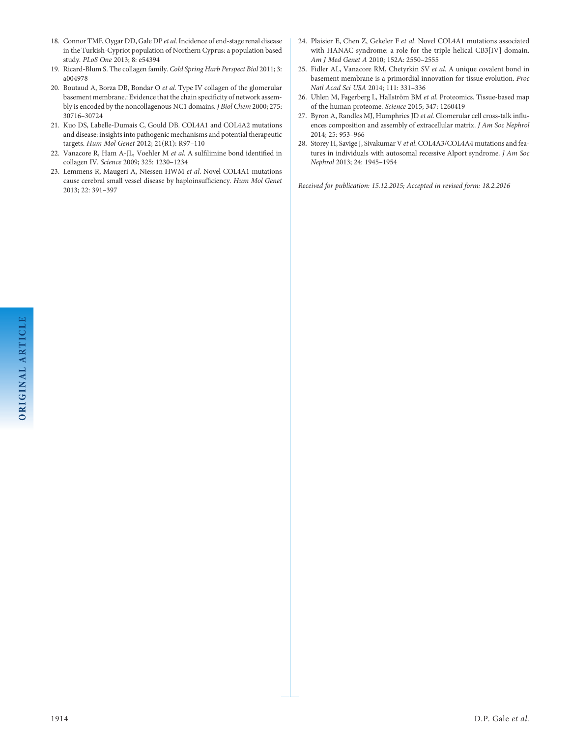18. Connor TMF, Oygar DD, Gale DP *et al*. Incidence of end-stage renal disease in the Turkish-Cypriot population of Northern Cyprus: a population based study. *PLoS One* 2013; 8: e54394
19. Ricard-Blum S. The collagen family. *Cold Spring Harb Perspect Biol* 2011; 3: a004978
20. Boutaud A, Borza DB, Bondar O *et al*. Type IV collagen of the glomerular basement membrane.: Evidence that the chain specificity of network assembly is encoded by the noncollagenous NC1 domains. *J Biol Chem* 2000; 275: 30716–30724
21. Kuo DS, Labelle-Dumais C, Gould DB. COL4A1 and COL4A2 mutations and disease: insights into pathogenic mechanisms and potential therapeutic targets. *Hum Mol Genet* 2012; 21(R1): R97–110
22. Vanacore R, Ham A-JL, Voehler M *et al*. A sulfilimine bond identified in collagen IV. *Science* 2009; 325: 1230–1234
23. Lemmens R, Maugeri A, Niessen HWM *et al*. Novel COL4A1 mutations cause cerebral small vessel disease by haploinsufficiency. *Hum Mol Genet* 2013; 22: 391–397
24. Plaisier E, Chen Z, Gekeler F *et al*. Novel COL4A1 mutations associated with HANAC syndrome: a role for the triple helical CB3[IV] domain. *Am J Med Genet A* 2010; 152A: 2550–2555
25. Fidler AL, Vanacore RM, Chetyrkin SV *et al*. A unique covalent bond in basement membrane is a primordial innovation for tissue evolution. *Proc Natl Acad Sci USA* 2014; 111: 331–336
26. Uhlen M, Fagerberg L, Hallström BM *et al*. Proteomics. Tissue-based map of the human proteome. *Science* 2015; 347: 1260419
27. Byron A, Randles MJ, Humphries JD *et al*. Glomerular cell cross-talk influences composition and assembly of extracellular matrix. *J Am Soc Nephrol* 2014; 25: 953–966
28. Storey H, Savige J, Sivakumar V *et al*. COL4A3/COL4A4 mutations and features in individuals with autosomal recessive Alport syndrome. *J Am Soc Nephrol* 2013; 24: 1945–1954

*Received for publication: 15.12.2015; Accepted in revised form: 18.2.2016*